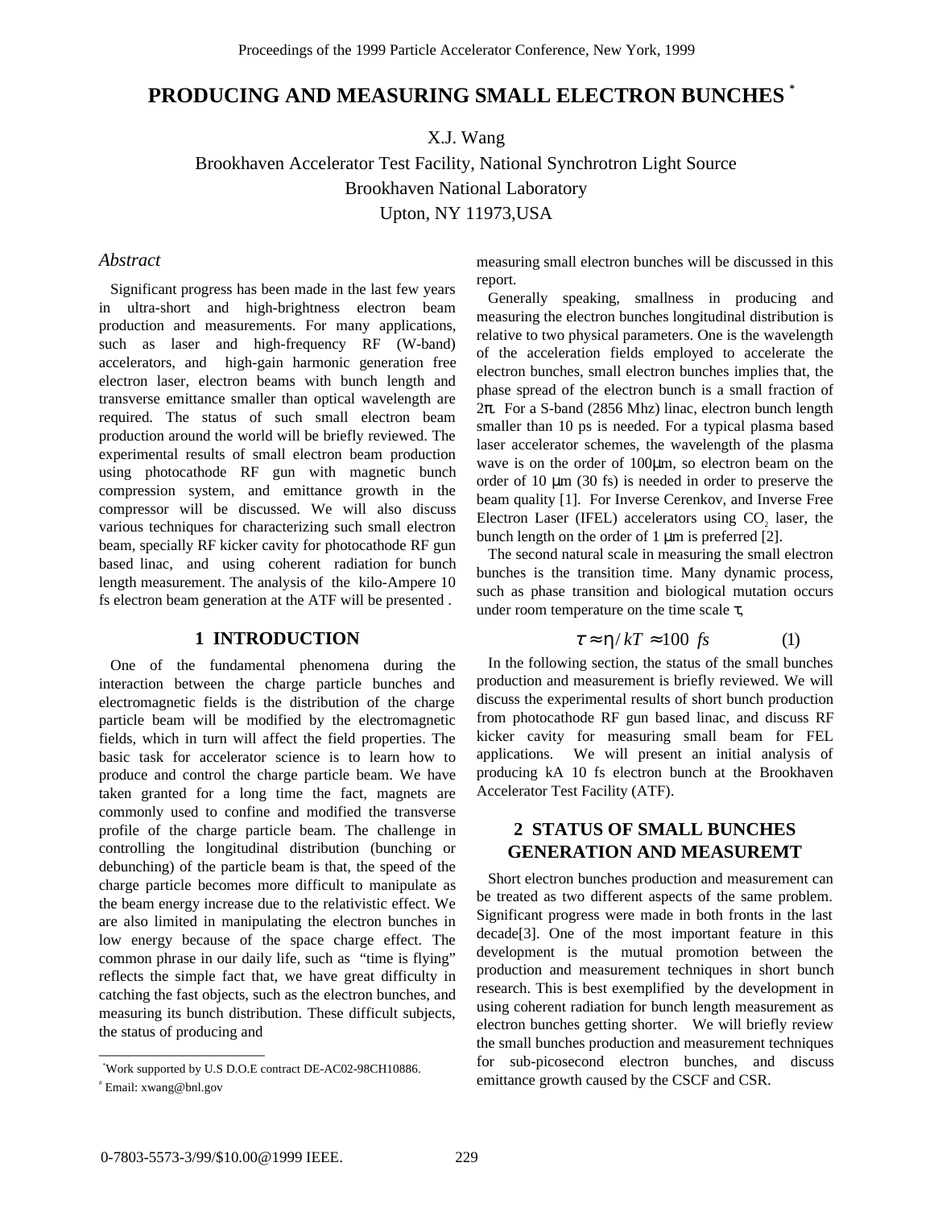# PRODUCING AND MEASURING SMALL ELECTRON BUNCHES *

X.J. Wang

Brookhaven Accelerator Test Facility, National Synchrotron Light Source

Brookhaven National Laboratory

Upton, NY 11973,USA

## *Abstract*

Significant progress has been made in the last few years in ultra-short and high-brightness electron beam production and measurements. For many applications, such as laser and high-frequency RF (W-band) accelerators, and high-gain harmonic generation free electron laser, electron beams with bunch length and transverse emittance smaller than optical wavelength are required. The status of such small electron beam production around the world will be briefly reviewed. The experimental results of small electron beam production using photocathode RF gun with magnetic bunch compression system, and emittance growth in the compressor will be discussed. We will also discuss various techniques for characterizing such small electron beam, specially RF kicker cavity for photocathode RF gun based linac, and using coherent radiation for bunch length measurement. The analysis of the kilo-Ampere 10 fs electron beam generation at the ATF will be presented .

## 1 INTRODUCTION

One of the fundamental phenomena during the interaction between the charge particle bunches and electromagnetic fields is the distribution of the charge particle beam will be modified by the electromagnetic fields, which in turn will affect the field properties. The basic task for accelerator science is to learn how to produce and control the charge particle beam. We have taken granted for a long time the fact, magnets are commonly used to confine and modified the transverse profile of the charge particle beam. The challenge in controlling the longitudinal distribution (bunching or debunching) of the particle beam is that, the speed of the charge particle becomes more difficult to manipulate as the beam energy increase due to the relativistic effect. We are also limited in manipulating the electron bunches in low energy because of the space charge effect. The common phrase in our daily life, such as "time is flying" reflects the simple fact that, we have great difficulty in catching the fast objects, such as the electron bunches, and measuring its bunch distribution. These difficult subjects, the status of producing and measuring small electron bunches will be discussed in this report.

Generally speaking, smallness in producing and measuring the electron bunches longitudinal distribution is relative to two physical parameters. One is the wavelength of the acceleration fields employed to accelerate the electron bunches, small electron bunches implies that, the phase spread of the electron bunch is a small fraction of $2\pi$. For a S-band (2856 Mhz) linac, electron bunch length smaller than 10 ps is needed. For a typical plasma based laser accelerator schemes, the wavelength of the plasma wave is on the order of 100μm, so electron beam on the order of 10 μm (30 fs) is needed in order to preserve the beam quality [1]. For Inverse Cerenkov, and Inverse Free Electron Laser (IFEL) accelerators using $CO_2$ laser, the bunch length on the order of 1 μm is preferred [2].

The second natural scale in measuring the small electron bunches is the transition time. Many dynamic process, such as phase transition and biological mutation occurs under room temperature on the time scale $\tau$,

$$\tau \approx \hbar / kT \approx 100 \ fs \qquad (1)$$

In the following section, the status of the small bunches production and measurement is briefly reviewed. We will discuss the experimental results of short bunch production from photocathode RF gun based linac, and discuss RF kicker cavity for measuring small beam for FEL applications. We will present an initial analysis of producing kA 10 fs electron bunch at the Brookhaven Accelerator Test Facility (ATF).

## 2 STATUS OF SMALL BUNCHES GENERATION AND MEASUREMT

Short electron bunches production and measurement can be treated as two different aspects of the same problem. Significant progress were made in both fronts in the last decade[3]. One of the most important feature in this development is the mutual promotion between the production and measurement techniques in short bunch research. This is best exemplified by the development in using coherent radiation for bunch length measurement as electron bunches getting shorter. We will briefly review the small bunches production and measurement techniques for sub-picosecond electron bunches, and discuss emittance growth caused by the CSCF and CSR.

---

*Work supported by U.S D.O.E contract DE-AC02-98CH10886.

# Email: xwang@bnl.gov

0-7803-5573-3/99/$10.00@1999 IEEE.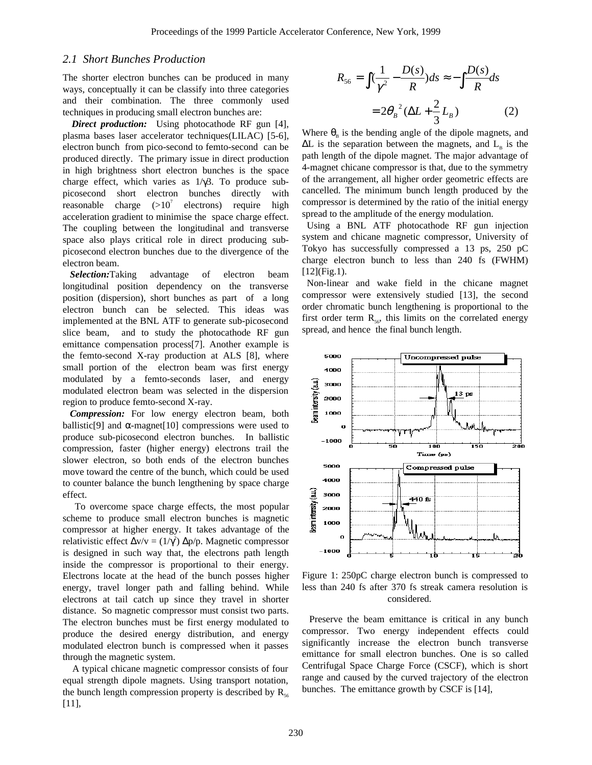### 2.1 Short Bunches Production

The shorter electron bunches can be produced in many ways, conceptually it can be classify into three categories and their combination. The three commonly used techniques in producing small electron bunches are:

***Direct production:*** Using photocathode RF gun [4], plasma bases laser accelerator techniques(LILAC) [5-6], electron bunch from pico-second to femto-second can be produced directly. The primary issue in direct production in high brightness short electron bunches is the space charge effect, which varies as $1/\gamma\beta$. To produce sub-picosecond short electron bunches directly with reasonable charge (>$10^7$ electrons) require high acceleration gradient to minimise the space charge effect. The coupling between the longitudinal and transverse space also plays critical role in direct producing sub-picosecond electron bunches due to the divergence of the electron beam.

***Selection:*** Taking advantage of electron beam longitudinal position dependency on the transverse position (dispersion), short bunches as part of a long electron bunch can be selected. This ideas was implemented at the BNL ATF to generate sub-picosecond slice beam, and to study the photocathode RF gun emittance compensation process[7]. Another example is the femto-second X-ray production at ALS [8], where small portion of the electron beam was first energy modulated by a femto-seconds laser, and energy modulated electron beam was selected in the dispersion region to produce femto-second X-ray.

***Compression:*** For low energy electron beam, both ballistic[9] and α-magnet[10] compressions were used to produce sub-picosecond electron bunches. In ballistic compression, faster (higher energy) electrons trail the slower electron, so both ends of the electron bunches move toward the centre of the bunch, which could be used to counter balance the bunch lengthening by space charge effect.

To overcome space charge effects, the most popular scheme to produce small electron bunches is magnetic compressor at higher energy. It takes advantage of the relativistic effect $\Delta v/v = (1/\gamma^2)\,\Delta p/p$. Magnetic compressor is designed in such way that, the electrons path length inside the compressor is proportional to their energy. Electrons locate at the head of the bunch posses higher energy, travel longer path and falling behind. While electrons at tail catch up since they travel in shorter distance. So magnetic compressor must consist two parts. The electron bunches must be first energy modulated to produce the desired energy distribution, and energy modulated electron bunch is compressed when it passes through the magnetic system.

A typical chicane magnetic compressor consists of four equal strength dipole magnets. Using transport notation, the bunch length compression property is described by $R_{56}$ [11],

$$R_{56} = \int \left(\frac{1}{\gamma^2} - \frac{D(s)}{R}\right) ds \approx -\int \frac{D(s)}{R} ds$$

$$= 2\theta_B^{\,2}\left(\Delta L + \frac{2}{3} L_B\right) \qquad (2)$$

Where $\theta_B$ is the bending angle of the dipole magnets, and $\Delta L$ is the separation between the magnets, and $L_B$ is the path length of the dipole magnet. The major advantage of 4-magnet chicane compressor is that, due to the symmetry of the arrangement, all higher order geometric effects are cancelled. The minimum bunch length produced by the compressor is determined by the ratio of the initial energy spread to the amplitude of the energy modulation.

Using a BNL ATF photocathode RF gun injection system and chicane magnetic compressor, University of Tokyo has successfully compressed a 13 ps, 250 pC charge electron bunch to less than 240 fs (FWHM) [12](Fig.1).

Non-linear and wake field in the chicane magnet compressor were extensively studied [13], the second order chromatic bunch lengthening is proportional to the first order term $R_{56}$, this limits on the correlated energy spread, and hence the final bunch length.

Figure 1: 250pC charge electron bunch is compressed to less than 240 fs after 370 fs streak camera resolution is considered.

Preserve the beam emittance is critical in any bunch compressor. Two energy independent effects could significantly increase the electron bunch transverse emittance for small electron bunches. One is so called Centrifugal Space Charge Force (CSCF), which is short range and caused by the curved trajectory of the electron bunches. The emittance growth by CSCF is [14],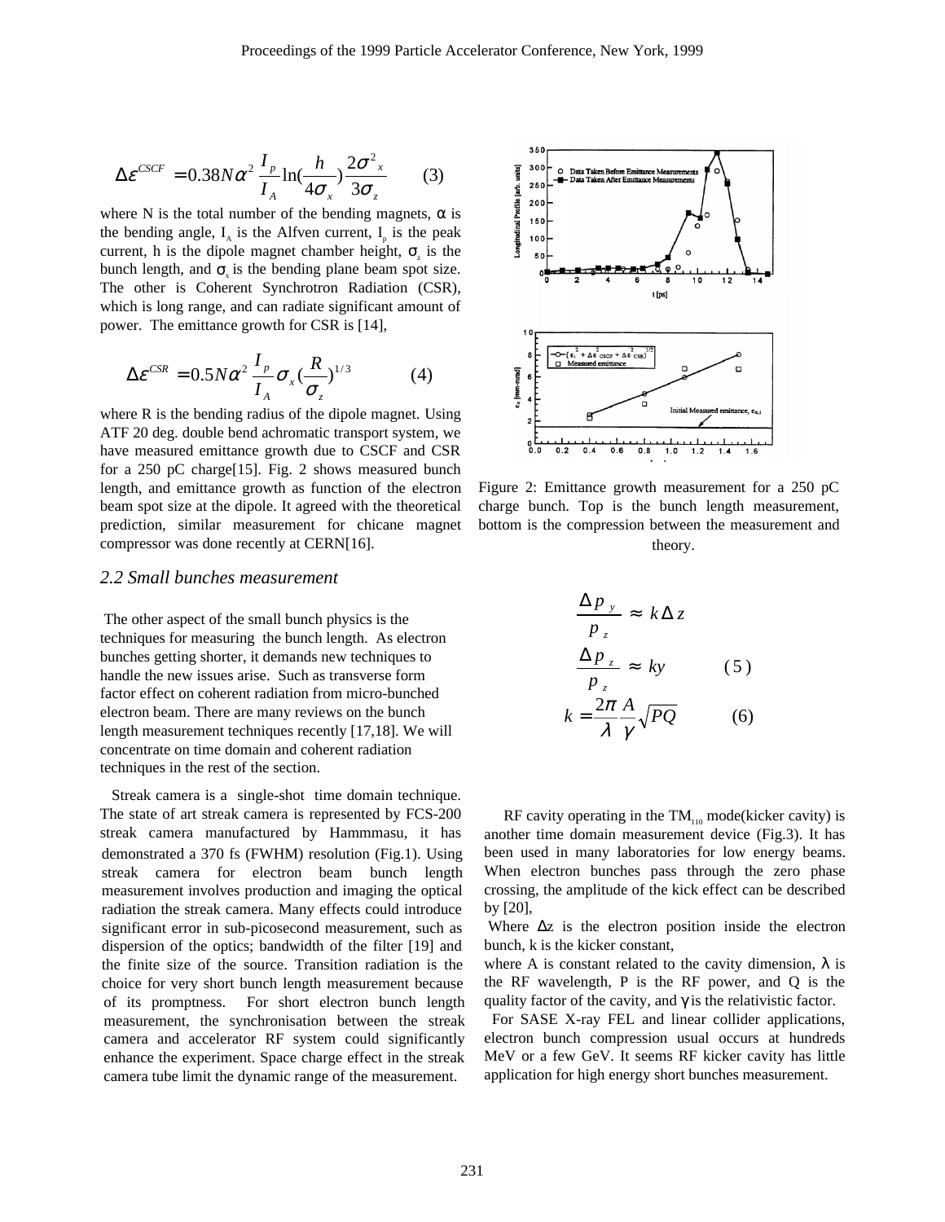$$\Delta\varepsilon^{CSCF} = 0.38 N\alpha^2 \frac{I_p}{I_A} \ln\left(\frac{h}{4\sigma_x}\right)\frac{2\sigma_x^2}{3\sigma_z} \qquad (3)$$

where N is the total number of the bending magnets, $\alpha$ is the bending angle, $I_A$ is the Alfven current, $I_p$ is the peak current, h is the dipole magnet chamber height, $\sigma_z$ is the bunch length, and $\sigma_x$ is the bending plane beam spot size. The other is Coherent Synchrotron Radiation (CSR), which is long range, and can radiate significant amount of power. The emittance growth for CSR is [14],

$$\Delta\varepsilon^{CSR} = 0.5 N\alpha^2 \frac{I_p}{I_A} \sigma_x \left(\frac{R}{\sigma_z}\right)^{1/3} \qquad (4)$$

where R is the bending radius of the dipole magnet. Using ATF 20 deg. double bend achromatic transport system, we have measured emittance growth due to CSCF and CSR for a 250 pC charge[15]. Fig. 2 shows measured bunch length, and emittance growth as function of the electron beam spot size at the dipole. It agreed with the theoretical prediction, similar measurement for chicane magnet compressor was done recently at CERN[16].

Figure 2: Emittance growth measurement for a 250 pC charge bunch. Top is the bunch length measurement, bottom is the compression between the measurement and theory.

### *2.2 Small bunches measurement*

The other aspect of the small bunch physics is the techniques for measuring the bunch length. As electron bunches getting shorter, it demands new techniques to handle the new issues arise. Such as transverse form factor effect on coherent radiation from micro-bunched electron beam. There are many reviews on the bunch length measurement techniques recently [17,18]. We will concentrate on time domain and coherent radiation techniques in the rest of the section.

Streak camera is a single-shot time domain technique. The state of art streak camera is represented by FCS-200 streak camera manufactured by Hammmasu, it has demonstrated a 370 fs (FWHM) resolution (Fig.1). Using streak camera for electron beam bunch length measurement involves production and imaging the optical radiation the streak camera. Many effects could introduce significant error in sub-picosecond measurement, such as dispersion of the optics; bandwidth of the filter [19] and the finite size of the source. Transition radiation is the choice for very short bunch length measurement because of its promptness. For short electron bunch length measurement, the synchronisation between the streak camera and accelerator RF system could significantly enhance the experiment. Space charge effect in the streak camera tube limit the dynamic range of the measurement.

RF cavity operating in the $TM_{110}$ mode(kicker cavity) is another time domain measurement device (Fig.3). It has been used in many laboratories for low energy beams. When electron bunches pass through the zero phase crossing, the amplitude of the kick effect can be described by [20],

$$\frac{\Delta p_y}{p_z} \approx k\Delta z$$

$$\frac{\Delta p_z}{p_z} \approx ky \qquad (5)$$

Where $\Delta z$ is the electron position inside the electron bunch, k is the kicker constant,

$$k = \frac{2\pi}{\lambda}\frac{A}{\gamma}\sqrt{PQ} \qquad (6)$$

where A is constant related to the cavity dimension, $\lambda$ is the RF wavelength, P is the RF power, and Q is the quality factor of the cavity, and $\gamma$ is the relativistic factor.

For SASE X-ray FEL and linear collider applications, electron bunch compression usual occurs at hundreds MeV or a few GeV. It seems RF kicker cavity has little application for high energy short bunches measurement.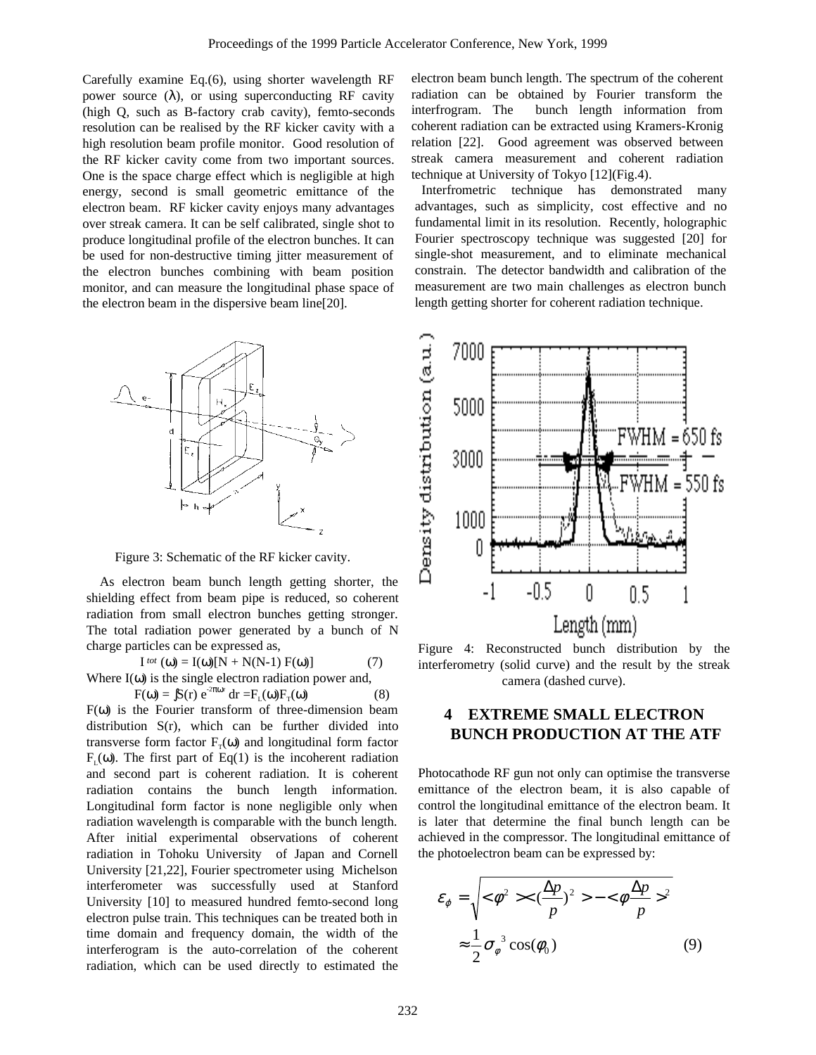Carefully examine Eq.(6), using shorter wavelength RF power source ($\lambda$), or using superconducting RF cavity (high Q, such as B-factory crab cavity), femto-seconds resolution can be realised by the RF kicker cavity with a high resolution beam profile monitor. Good resolution of the RF kicker cavity come from two important sources. One is the space charge effect which is negligible at high energy, second is small geometric emittance of the electron beam. RF kicker cavity enjoys many advantages over streak camera. It can be self calibrated, single shot to produce longitudinal profile of the electron bunches. It can be used for non-destructive timing jitter measurement of the electron bunches combining with beam position monitor, and can measure the longitudinal phase space of the electron beam in the dispersive beam line[20].

Figure 3: Schematic of the RF kicker cavity.

As electron beam bunch length getting shorter, the shielding effect from beam pipe is reduced, so coherent radiation from small electron bunches getting stronger. The total radiation power generated by a bunch of N charge particles can be expressed as,

$$I^{tot}(\omega) = I(\omega)[N + N(N-1)\,F(\omega)] \qquad (7)$$

Where $I(\omega)$ is the single electron radiation power and,

$$F(\omega) = \int S(r)\, e^{-2\pi i \omega r}\, dr = F_L(\omega)F_T(\omega) \qquad (8)$$

$F(\omega)$ is the Fourier transform of three-dimension beam distribution $S(r)$, which can be further divided into transverse form factor $F_T(\omega)$ and longitudinal form factor $F_L(\omega)$. The first part of Eq(1) is the incoherent radiation and second part is coherent radiation. It is coherent radiation contains the bunch length information. Longitudinal form factor is none negligible only when radiation wavelength is comparable with the bunch length. After initial experimental observations of coherent radiation in Tohoku University of Japan and Cornell University [21,22], Fourier spectrometer using Michelson interferometer was successfully used at Stanford University [10] to measured hundred femto-second long electron pulse train. This techniques can be treated both in time domain and frequency domain, the width of the interferogram is the auto-correlation of the coherent radiation, which can be used directly to estimated the electron beam bunch length. The spectrum of the coherent radiation can be obtained by Fourier transform the interfrogram. The bunch length information from coherent radiation can be extracted using Kramers-Kronig relation [22]. Good agreement was observed between streak camera measurement and coherent radiation technique at University of Tokyo [12](Fig.4).

Interfrometric technique has demonstrated many advantages, such as simplicity, cost effective and no fundamental limit in its resolution. Recently, holographic Fourier spectroscopy technique was suggested [20] for single-shot measurement, and to eliminate mechanical constrain. The detector bandwidth and calibration of the measurement are two main challenges as electron bunch length getting shorter for coherent radiation technique.

Figure 4: Reconstructed bunch distribution by the interferometry (solid curve) and the result by the streak camera (dashed curve).

## 4 EXTREME SMALL ELECTRON BUNCH PRODUCTION AT THE ATF

Photocathode RF gun not only can optimise the transverse emittance of the electron beam, it is also capable of control the longitudinal emittance of the electron beam. It is later that determine the final bunch length can be achieved in the compressor. The longitudinal emittance of the photoelectron beam can be expressed by:

$$\varepsilon_\phi = \sqrt{<\phi^2><(\frac{\Delta p}{p})^2> - <\phi\frac{\Delta p}{p}>^2}$$
$$\approx \frac{1}{2}\sigma_\varphi^{\,3}\cos(\phi_0) \qquad (9)$$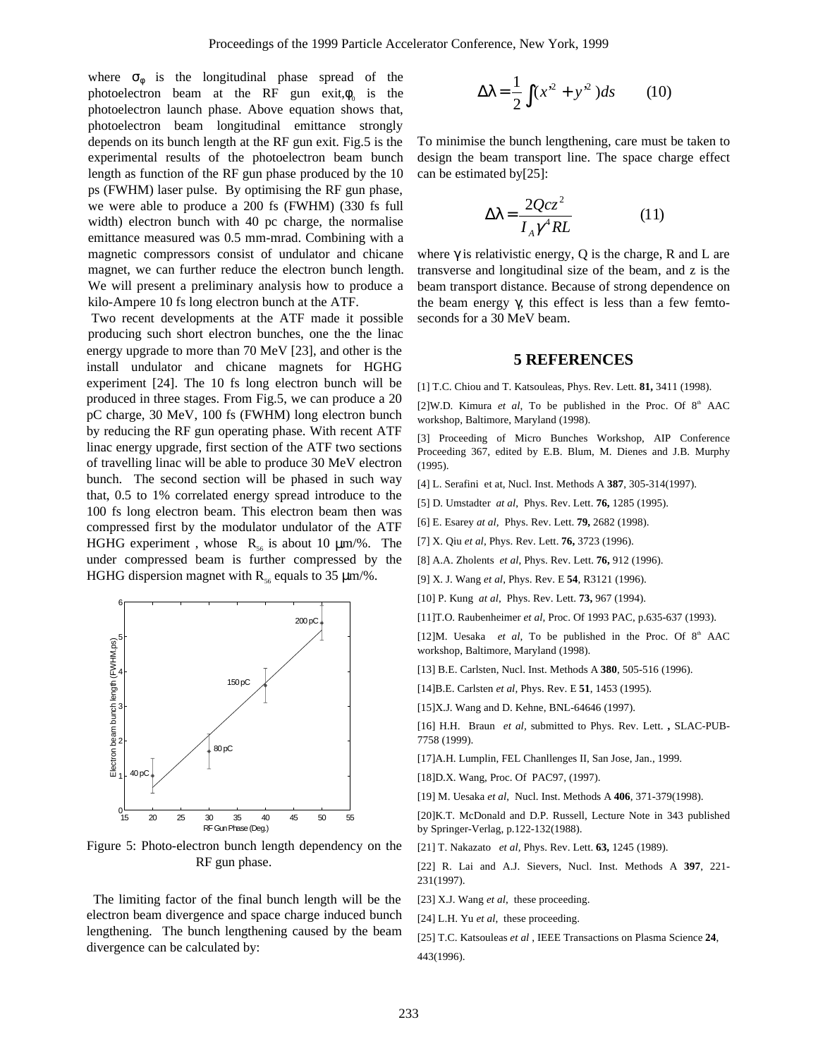where $\sigma_\phi$ is the longitudinal phase spread of the photoelectron beam at the RF gun exit, $\phi_0$ is the photoelectron launch phase. Above equation shows that, photoelectron beam longitudinal emittance strongly depends on its bunch length at the RF gun exit. Fig.5 is the experimental results of the photoelectron beam bunch length as function of the RF gun phase produced by the 10 ps (FWHM) laser pulse. By optimising the RF gun phase, we were able to produce a 200 fs (FWHM) (330 fs full width) electron bunch with 40 pc charge, the normalise emittance measured was 0.5 mm-mrad. Combining with a magnetic compressors consist of undulator and chicane magnet, we can further reduce the electron bunch length. We will present a preliminary analysis how to produce a kilo-Ampere 10 fs long electron bunch at the ATF.

Two recent developments at the ATF made it possible producing such short electron bunches, one the the linac energy upgrade to more than 70 MeV [23], and other is the install undulator and chicane magnets for HGHG experiment [24]. The 10 fs long electron bunch will be produced in three stages. From Fig.5, we can produce a 20 pC charge, 30 MeV, 100 fs (FWHM) long electron bunch by reducing the RF gun operating phase. With recent ATF linac energy upgrade, first section of the ATF two sections of travelling linac will be able to produce 30 MeV electron bunch. The second section will be phased in such way that, 0.5 to 1% correlated energy spread introduce to the 100 fs long electron beam. This electron beam then was compressed first by the modulator undulator of the ATF HGHG experiment , whose $R_{56}$ is about 10 μm/%. The under compressed beam is further compressed by the HGHG dispersion magnet with $R_{56}$ equals to 35 μm/%.

Electron beam bunch length (FWHM,ps)

RF Gun Phase (Deg.)

200 pC

150 pC

80 pC

40 pC

Figure 5: Photo-electron bunch length dependency on the RF gun phase.

The limiting factor of the final bunch length will be the electron beam divergence and space charge induced bunch lengthening. The bunch lengthening caused by the beam divergence can be calculated by:

$$\Delta\lambda = \frac{1}{2}\int (x'^2 + y'^2)\,ds \qquad (10)$$

To minimise the bunch lengthening, care must be taken to design the beam transport line. The space charge effect can be estimated by[25]:

$$\Delta\lambda = \frac{2Qcz^2}{I_A \gamma^4 RL} \qquad (11)$$

where $\gamma$ is relativistic energy, Q is the charge, R and L are transverse and longitudinal size of the beam, and z is the beam transport distance. Because of strong dependence on the beam energy $\gamma$, this effect is less than a few femto-seconds for a 30 MeV beam.

## 5 REFERENCES

[1] T.C. Chiou and T. Katsouleas, Phys. Rev. Lett. **81,** 3411 (1998).

[2]W.D. Kimura *et al,* To be published in the Proc. Of 8th AAC workshop, Baltimore, Maryland (1998).

[3] Proceeding of Micro Bunches Workshop, AIP Conference Proceeding 367, edited by E.B. Blum, M. Dienes and J.B. Murphy (1995).

[4] L. Serafini et at, Nucl. Inst. Methods A **387**, 305-314(1997).

[5] D. Umstadter *at al*, Phys. Rev. Lett. **76,** 1285 (1995).

[6] E. Esarey *at al,* Phys. Rev. Lett. **79,** 2682 (1998).

[7] X. Qiu *et al*, Phys. Rev. Lett. **76,** 3723 (1996).

[8] A.A. Zholents *et al*, Phys. Rev. Lett. **76,** 912 (1996).

[9] X. J. Wang *et al*, Phys. Rev. E **54**, R3121 (1996).

[10] P. Kung *at al*, Phys. Rev. Lett. **73,** 967 (1994).

[11]T.O. Raubenheimer *et al,* Proc. Of 1993 PAC, p.635-637 (1993).

[12]M. Uesaka *et al,* To be published in the Proc. Of 8th AAC workshop, Baltimore, Maryland (1998).

[13] B.E. Carlsten, Nucl. Inst. Methods A **380**, 505-516 (1996).

[14]B.E. Carlsten *et al*, Phys. Rev. E **51**, 1453 (1995).

[15]X.J. Wang and D. Kehne, BNL-64646 (1997).

[16] H.H. Braun *et al*, submitted to Phys. Rev. Lett. **,** SLAC-PUB-7758 (1999).

[17]A.H. Lumplin, FEL Chanllenges II, San Jose, Jan., 1999.

[18]D.X. Wang, Proc. Of PAC97, (1997).

[19] M. Uesaka *et al*, Nucl. Inst. Methods A **406**, 371-379(1998).

[20]K.T. McDonald and D.P. Russell, Lecture Note in 343 published by Springer-Verlag, p.122-132(1988).

[21] T. Nakazato *et al,* Phys. Rev. Lett. **63,** 1245 (1989).

[22] R. Lai and A.J. Sievers, Nucl. Inst. Methods A **397**, 221-231(1997).

[23] X.J. Wang *et al*, these proceeding.

[24] L.H. Yu *et al*, these proceeding.

[25] T.C. Katsouleas *et al* , IEEE Transactions on Plasma Science **24**, 443(1996).